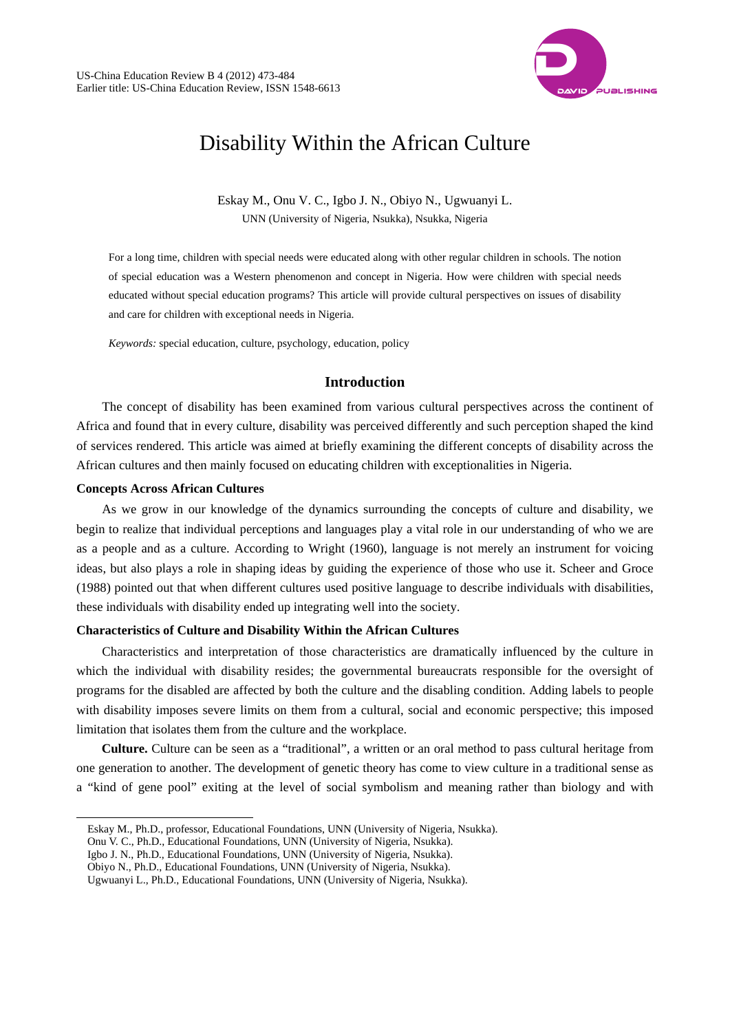# Disability Within the African Culture

Eskay M., Onu V. C., Igbo J. N., Obiyo N., Ugwuanyi L.

UNN (University of Nigeria, Nsukka), Nsukka, Nigeria

For a long time, children with special needs were educated along with other regular children in schools. The notion of special education was a Western phenomenon and concept in Nigeria. How were children with special needs educated without special education programs? This article will provide cultural perspectives on issues of disability and care for children with exceptional needs in Nigeria.

*Keywords:* special education, culture, psychology, education, policy

## Introduction

The concept of disability has been examined from various cultural perspectives across the continent of Africa and found that in every culture, disability was perceived differently and such perception shaped the kind of services rendered. This article was aimed at briefly examining the different concepts of disability across the African cultures and then mainly focused on educating children with exceptionalities in Nigeria.

### Concepts Across African Cultures

As we grow in our knowledge of the dynamics surrounding the concepts of culture and disability, we begin to realize that individual perceptions and languages play a vital role in our understanding of who we are as a people and as a culture. According to Wright (1960), language is not merely an instrument for voicing ideas, but also plays a role in shaping ideas by guiding the experience of those who use it. Scheer and Groce (1988) pointed out that when different cultures used positive language to describe individuals with disabilities, these individuals with disability ended up integrating well into the society.

### Characteristics of Culture and Disability Within the African Cultures

Characteristics and interpretation of those characteristics are dramatically influenced by the culture in which the individual with disability resides; the governmental bureaucrats responsible for the oversight of programs for the disabled are affected by both the culture and the disabling condition. Adding labels to people with disability imposes severe limits on them from a cultural, social and economic perspective; this imposed limitation that isolates them from the culture and the workplace.

**Culture.** Culture can be seen as a "traditional", a written or an oral method to pass cultural heritage from one generation to another. The development of genetic theory has come to view culture in a traditional sense as a "kind of gene pool" exiting at the level of social symbolism and meaning rather than biology and with

---

Eskay M., Ph.D., professor, Educational Foundations, UNN (University of Nigeria, Nsukka).

Onu V. C., Ph.D., Educational Foundations, UNN (University of Nigeria, Nsukka).

Igbo J. N., Ph.D., Educational Foundations, UNN (University of Nigeria, Nsukka).

Obiyo N., Ph.D., Educational Foundations, UNN (University of Nigeria, Nsukka).

Ugwuanyi L., Ph.D., Educational Foundations, UNN (University of Nigeria, Nsukka).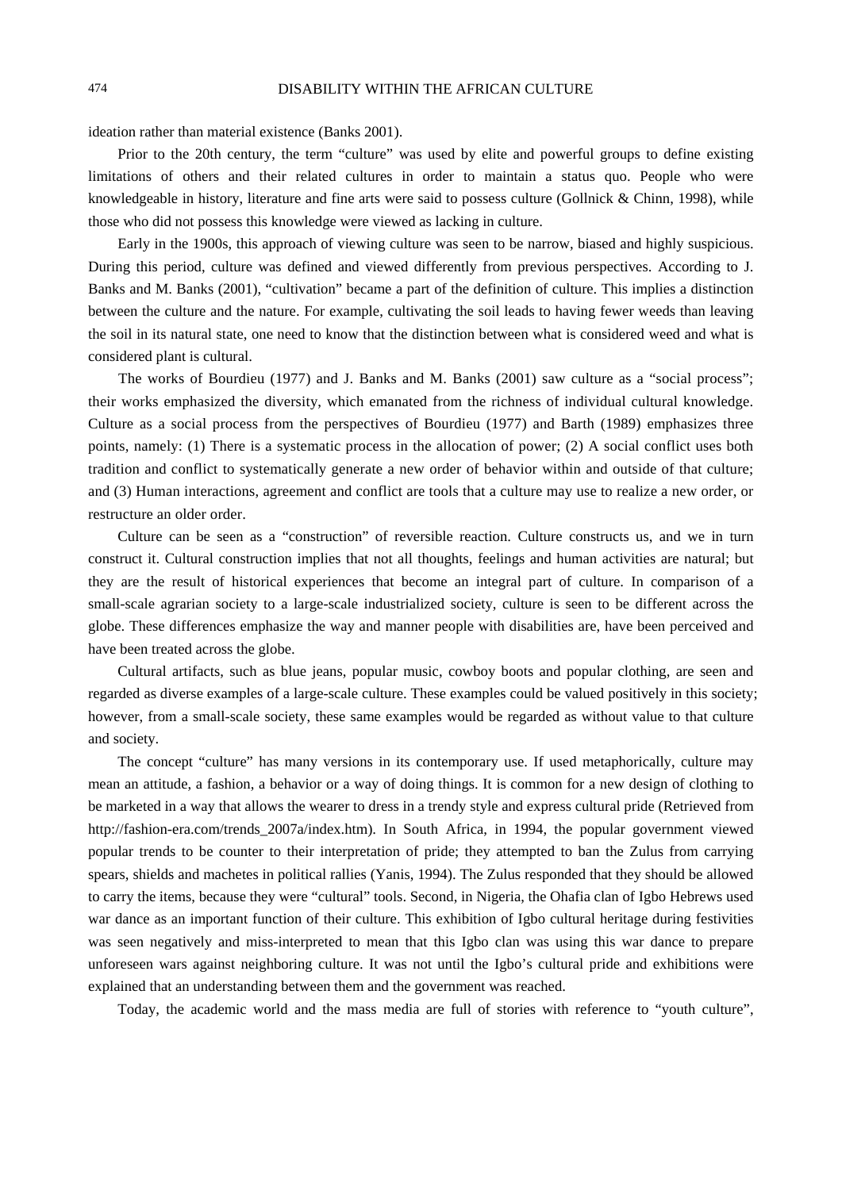ideation rather than material existence (Banks 2001).

Prior to the 20th century, the term "culture" was used by elite and powerful groups to define existing limitations of others and their related cultures in order to maintain a status quo. People who were knowledgeable in history, literature and fine arts were said to possess culture (Gollnick & Chinn, 1998), while those who did not possess this knowledge were viewed as lacking in culture.

Early in the 1900s, this approach of viewing culture was seen to be narrow, biased and highly suspicious. During this period, culture was defined and viewed differently from previous perspectives. According to J. Banks and M. Banks (2001), "cultivation" became a part of the definition of culture. This implies a distinction between the culture and the nature. For example, cultivating the soil leads to having fewer weeds than leaving the soil in its natural state, one need to know that the distinction between what is considered weed and what is considered plant is cultural.

The works of Bourdieu (1977) and J. Banks and M. Banks (2001) saw culture as a "social process"; their works emphasized the diversity, which emanated from the richness of individual cultural knowledge. Culture as a social process from the perspectives of Bourdieu (1977) and Barth (1989) emphasizes three points, namely: (1) There is a systematic process in the allocation of power; (2) A social conflict uses both tradition and conflict to systematically generate a new order of behavior within and outside of that culture; and (3) Human interactions, agreement and conflict are tools that a culture may use to realize a new order, or restructure an older order.

Culture can be seen as a "construction" of reversible reaction. Culture constructs us, and we in turn construct it. Cultural construction implies that not all thoughts, feelings and human activities are natural; but they are the result of historical experiences that become an integral part of culture. In comparison of a small-scale agrarian society to a large-scale industrialized society, culture is seen to be different across the globe. These differences emphasize the way and manner people with disabilities are, have been perceived and have been treated across the globe.

Cultural artifacts, such as blue jeans, popular music, cowboy boots and popular clothing, are seen and regarded as diverse examples of a large-scale culture. These examples could be valued positively in this society; however, from a small-scale society, these same examples would be regarded as without value to that culture and society.

The concept "culture" has many versions in its contemporary use. If used metaphorically, culture may mean an attitude, a fashion, a behavior or a way of doing things. It is common for a new design of clothing to be marketed in a way that allows the wearer to dress in a trendy style and express cultural pride (Retrieved from http://fashion-era.com/trends_2007a/index.htm). In South Africa, in 1994, the popular government viewed popular trends to be counter to their interpretation of pride; they attempted to ban the Zulus from carrying spears, shields and machetes in political rallies (Yanis, 1994). The Zulus responded that they should be allowed to carry the items, because they were "cultural" tools. Second, in Nigeria, the Ohafia clan of Igbo Hebrews used war dance as an important function of their culture. This exhibition of Igbo cultural heritage during festivities was seen negatively and miss-interpreted to mean that this Igbo clan was using this war dance to prepare unforeseen wars against neighboring culture. It was not until the Igbo's cultural pride and exhibitions were explained that an understanding between them and the government was reached.

Today, the academic world and the mass media are full of stories with reference to "youth culture",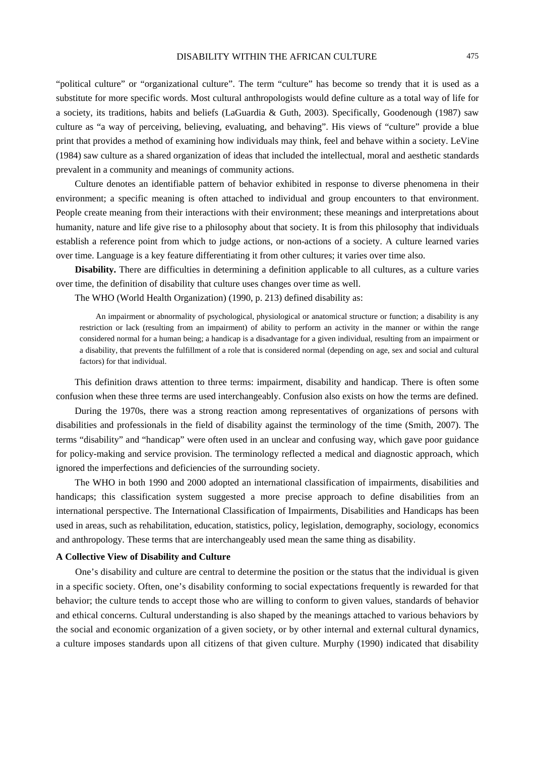"political culture" or "organizational culture". The term "culture" has become so trendy that it is used as a substitute for more specific words. Most cultural anthropologists would define culture as a total way of life for a society, its traditions, habits and beliefs (LaGuardia & Guth, 2003). Specifically, Goodenough (1987) saw culture as "a way of perceiving, believing, evaluating, and behaving". His views of "culture" provide a blue print that provides a method of examining how individuals may think, feel and behave within a society. LeVine (1984) saw culture as a shared organization of ideas that included the intellectual, moral and aesthetic standards prevalent in a community and meanings of community actions.

Culture denotes an identifiable pattern of behavior exhibited in response to diverse phenomena in their environment; a specific meaning is often attached to individual and group encounters to that environment. People create meaning from their interactions with their environment; these meanings and interpretations about humanity, nature and life give rise to a philosophy about that society. It is from this philosophy that individuals establish a reference point from which to judge actions, or non-actions of a society. A culture learned varies over time. Language is a key feature differentiating it from other cultures; it varies over time also.

**Disability.** There are difficulties in determining a definition applicable to all cultures, as a culture varies over time, the definition of disability that culture uses changes over time as well.

The WHO (World Health Organization) (1990, p. 213) defined disability as:

> An impairment or abnormality of psychological, physiological or anatomical structure or function; a disability is any restriction or lack (resulting from an impairment) of ability to perform an activity in the manner or within the range considered normal for a human being; a handicap is a disadvantage for a given individual, resulting from an impairment or a disability, that prevents the fulfillment of a role that is considered normal (depending on age, sex and social and cultural factors) for that individual.

This definition draws attention to three terms: impairment, disability and handicap. There is often some confusion when these three terms are used interchangeably. Confusion also exists on how the terms are defined.

During the 1970s, there was a strong reaction among representatives of organizations of persons with disabilities and professionals in the field of disability against the terminology of the time (Smith, 2007). The terms "disability" and "handicap" were often used in an unclear and confusing way, which gave poor guidance for policy-making and service provision. The terminology reflected a medical and diagnostic approach, which ignored the imperfections and deficiencies of the surrounding society.

The WHO in both 1990 and 2000 adopted an international classification of impairments, disabilities and handicaps; this classification system suggested a more precise approach to define disabilities from an international perspective. The International Classification of Impairments, Disabilities and Handicaps has been used in areas, such as rehabilitation, education, statistics, policy, legislation, demography, sociology, economics and anthropology. These terms that are interchangeably used mean the same thing as disability.

**A Collective View of Disability and Culture**

One's disability and culture are central to determine the position or the status that the individual is given in a specific society. Often, one's disability conforming to social expectations frequently is rewarded for that behavior; the culture tends to accept those who are willing to conform to given values, standards of behavior and ethical concerns. Cultural understanding is also shaped by the meanings attached to various behaviors by the social and economic organization of a given society, or by other internal and external cultural dynamics, a culture imposes standards upon all citizens of that given culture. Murphy (1990) indicated that disability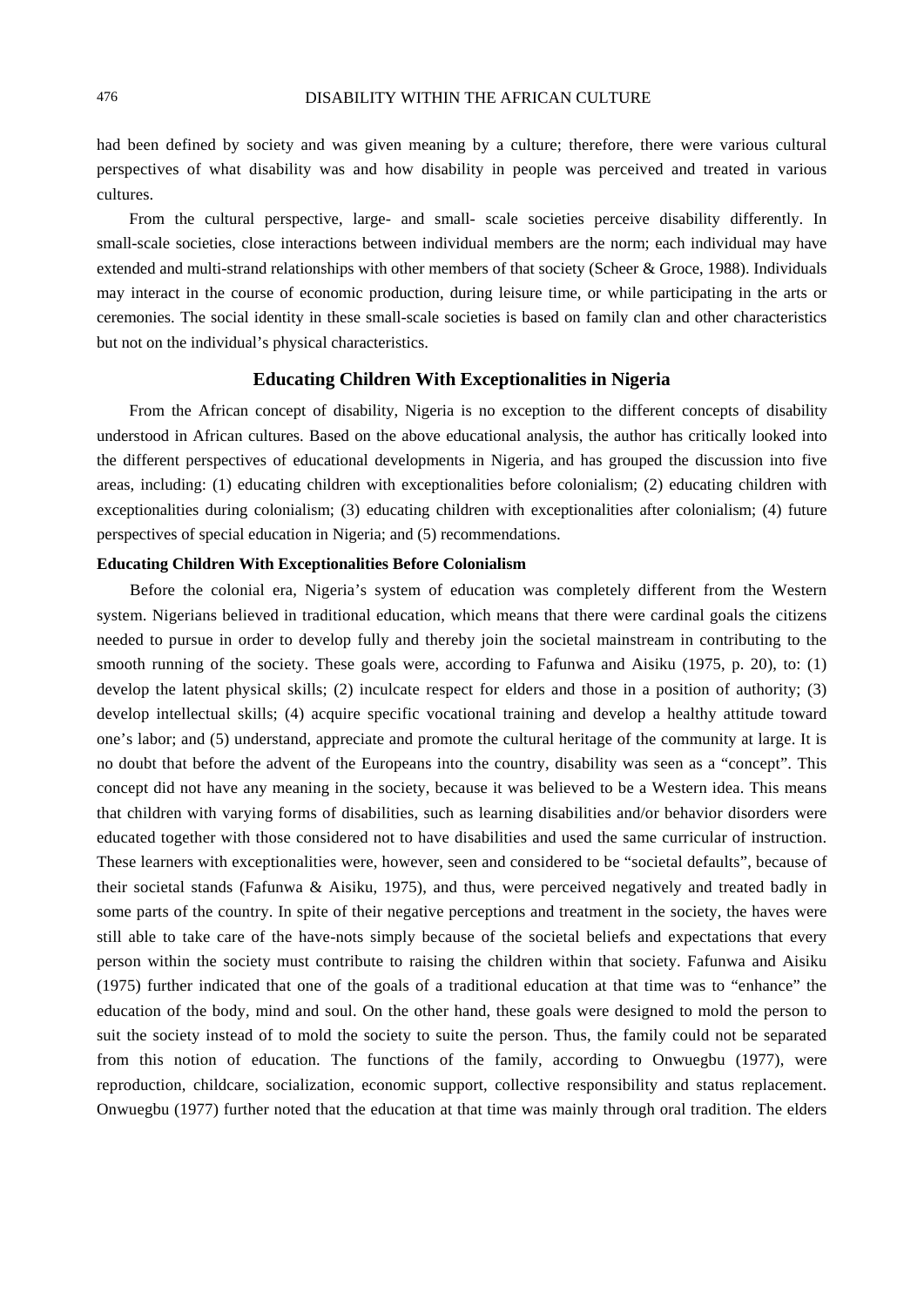had been defined by society and was given meaning by a culture; therefore, there were various cultural perspectives of what disability was and how disability in people was perceived and treated in various cultures.

From the cultural perspective, large- and small- scale societies perceive disability differently. In small-scale societies, close interactions between individual members are the norm; each individual may have extended and multi-strand relationships with other members of that society (Scheer & Groce, 1988). Individuals may interact in the course of economic production, during leisure time, or while participating in the arts or ceremonies. The social identity in these small-scale societies is based on family clan and other characteristics but not on the individual's physical characteristics.

## Educating Children With Exceptionalities in Nigeria

From the African concept of disability, Nigeria is no exception to the different concepts of disability understood in African cultures. Based on the above educational analysis, the author has critically looked into the different perspectives of educational developments in Nigeria, and has grouped the discussion into five areas, including: (1) educating children with exceptionalities before colonialism; (2) educating children with exceptionalities during colonialism; (3) educating children with exceptionalities after colonialism; (4) future perspectives of special education in Nigeria; and (5) recommendations.

### Educating Children With Exceptionalities Before Colonialism

Before the colonial era, Nigeria's system of education was completely different from the Western system. Nigerians believed in traditional education, which means that there were cardinal goals the citizens needed to pursue in order to develop fully and thereby join the societal mainstream in contributing to the smooth running of the society. These goals were, according to Fafunwa and Aisiku (1975, p. 20), to: (1) develop the latent physical skills; (2) inculcate respect for elders and those in a position of authority; (3) develop intellectual skills; (4) acquire specific vocational training and develop a healthy attitude toward one's labor; and (5) understand, appreciate and promote the cultural heritage of the community at large. It is no doubt that before the advent of the Europeans into the country, disability was seen as a "concept". This concept did not have any meaning in the society, because it was believed to be a Western idea. This means that children with varying forms of disabilities, such as learning disabilities and/or behavior disorders were educated together with those considered not to have disabilities and used the same curricular of instruction. These learners with exceptionalities were, however, seen and considered to be "societal defaults", because of their societal stands (Fafunwa & Aisiku, 1975), and thus, were perceived negatively and treated badly in some parts of the country. In spite of their negative perceptions and treatment in the society, the haves were still able to take care of the have-nots simply because of the societal beliefs and expectations that every person within the society must contribute to raising the children within that society. Fafunwa and Aisiku (1975) further indicated that one of the goals of a traditional education at that time was to "enhance" the education of the body, mind and soul. On the other hand, these goals were designed to mold the person to suit the society instead of to mold the society to suite the person. Thus, the family could not be separated from this notion of education. The functions of the family, according to Onwuegbu (1977), were reproduction, childcare, socialization, economic support, collective responsibility and status replacement. Onwuegbu (1977) further noted that the education at that time was mainly through oral tradition. The elders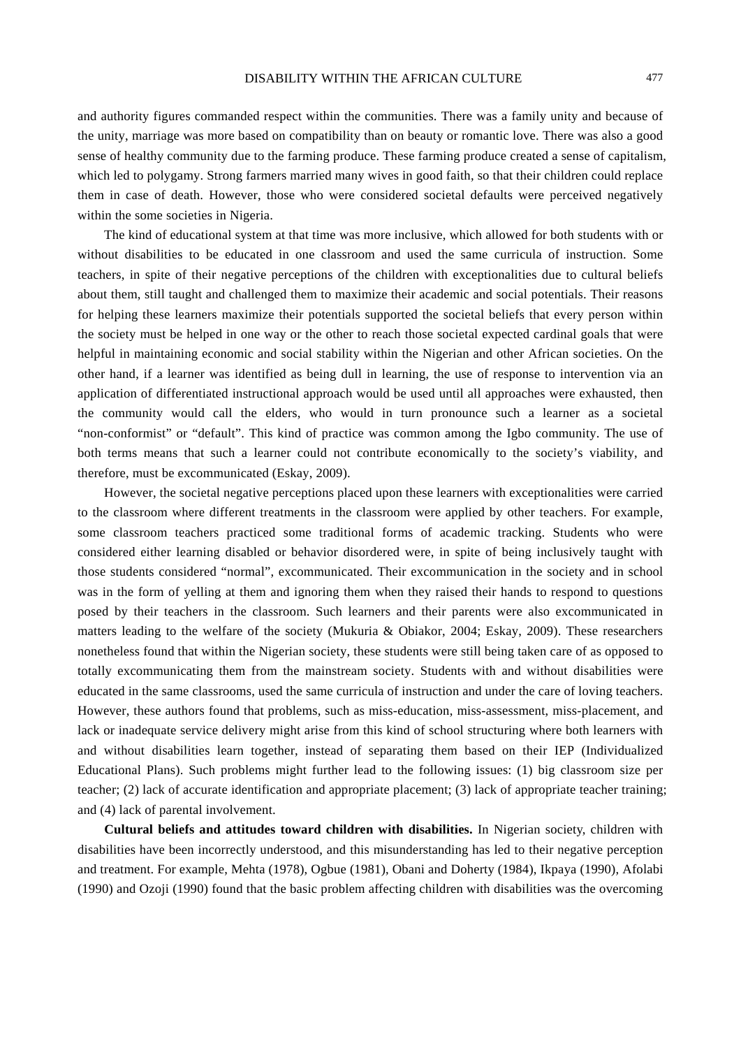and authority figures commanded respect within the communities. There was a family unity and because of the unity, marriage was more based on compatibility than on beauty or romantic love. There was also a good sense of healthy community due to the farming produce. These farming produce created a sense of capitalism, which led to polygamy. Strong farmers married many wives in good faith, so that their children could replace them in case of death. However, those who were considered societal defaults were perceived negatively within the some societies in Nigeria.

The kind of educational system at that time was more inclusive, which allowed for both students with or without disabilities to be educated in one classroom and used the same curricula of instruction. Some teachers, in spite of their negative perceptions of the children with exceptionalities due to cultural beliefs about them, still taught and challenged them to maximize their academic and social potentials. Their reasons for helping these learners maximize their potentials supported the societal beliefs that every person within the society must be helped in one way or the other to reach those societal expected cardinal goals that were helpful in maintaining economic and social stability within the Nigerian and other African societies. On the other hand, if a learner was identified as being dull in learning, the use of response to intervention via an application of differentiated instructional approach would be used until all approaches were exhausted, then the community would call the elders, who would in turn pronounce such a learner as a societal "non-conformist" or "default". This kind of practice was common among the Igbo community. The use of both terms means that such a learner could not contribute economically to the society's viability, and therefore, must be excommunicated (Eskay, 2009).

However, the societal negative perceptions placed upon these learners with exceptionalities were carried to the classroom where different treatments in the classroom were applied by other teachers. For example, some classroom teachers practiced some traditional forms of academic tracking. Students who were considered either learning disabled or behavior disordered were, in spite of being inclusively taught with those students considered "normal", excommunicated. Their excommunication in the society and in school was in the form of yelling at them and ignoring them when they raised their hands to respond to questions posed by their teachers in the classroom. Such learners and their parents were also excommunicated in matters leading to the welfare of the society (Mukuria & Obiakor, 2004; Eskay, 2009). These researchers nonetheless found that within the Nigerian society, these students were still being taken care of as opposed to totally excommunicating them from the mainstream society. Students with and without disabilities were educated in the same classrooms, used the same curricula of instruction and under the care of loving teachers. However, these authors found that problems, such as miss-education, miss-assessment, miss-placement, and lack or inadequate service delivery might arise from this kind of school structuring where both learners with and without disabilities learn together, instead of separating them based on their IEP (Individualized Educational Plans). Such problems might further lead to the following issues: (1) big classroom size per teacher; (2) lack of accurate identification and appropriate placement; (3) lack of appropriate teacher training; and (4) lack of parental involvement.

**Cultural beliefs and attitudes toward children with disabilities.** In Nigerian society, children with disabilities have been incorrectly understood, and this misunderstanding has led to their negative perception and treatment. For example, Mehta (1978), Ogbue (1981), Obani and Doherty (1984), Ikpaya (1990), Afolabi (1990) and Ozoji (1990) found that the basic problem affecting children with disabilities was the overcoming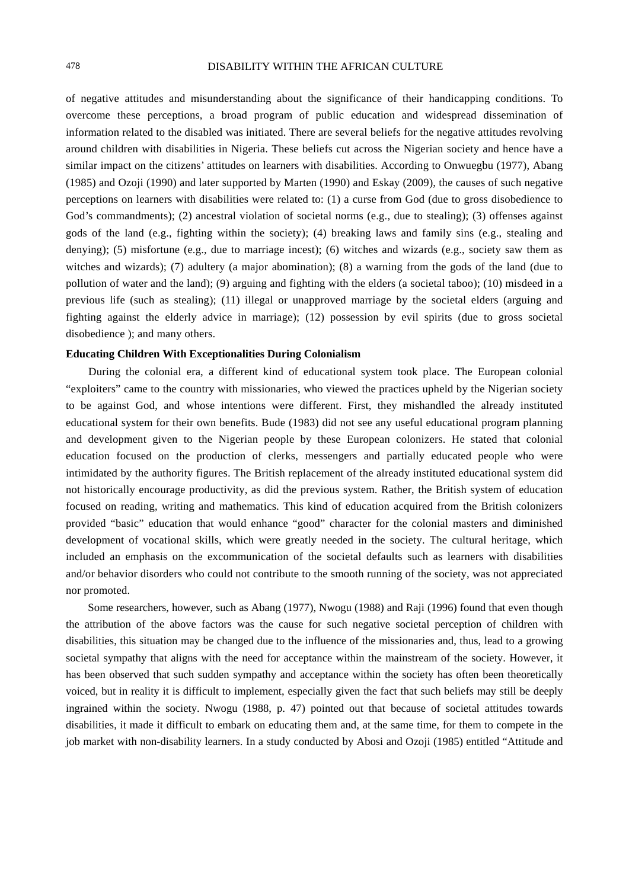of negative attitudes and misunderstanding about the significance of their handicapping conditions. To overcome these perceptions, a broad program of public education and widespread dissemination of information related to the disabled was initiated. There are several beliefs for the negative attitudes revolving around children with disabilities in Nigeria. These beliefs cut across the Nigerian society and hence have a similar impact on the citizens' attitudes on learners with disabilities. According to Onwuegbu (1977), Abang (1985) and Ozoji (1990) and later supported by Marten (1990) and Eskay (2009), the causes of such negative perceptions on learners with disabilities were related to: (1) a curse from God (due to gross disobedience to God's commandments); (2) ancestral violation of societal norms (e.g., due to stealing); (3) offenses against gods of the land (e.g., fighting within the society); (4) breaking laws and family sins (e.g., stealing and denying); (5) misfortune (e.g., due to marriage incest); (6) witches and wizards (e.g., society saw them as witches and wizards); (7) adultery (a major abomination); (8) a warning from the gods of the land (due to pollution of water and the land); (9) arguing and fighting with the elders (a societal taboo); (10) misdeed in a previous life (such as stealing); (11) illegal or unapproved marriage by the societal elders (arguing and fighting against the elderly advice in marriage); (12) possession by evil spirits (due to gross societal disobedience ); and many others.

**Educating Children With Exceptionalities During Colonialism**

During the colonial era, a different kind of educational system took place. The European colonial "exploiters" came to the country with missionaries, who viewed the practices upheld by the Nigerian society to be against God, and whose intentions were different. First, they mishandled the already instituted educational system for their own benefits. Bude (1983) did not see any useful educational program planning and development given to the Nigerian people by these European colonizers. He stated that colonial education focused on the production of clerks, messengers and partially educated people who were intimidated by the authority figures. The British replacement of the already instituted educational system did not historically encourage productivity, as did the previous system. Rather, the British system of education focused on reading, writing and mathematics. This kind of education acquired from the British colonizers provided "basic" education that would enhance "good" character for the colonial masters and diminished development of vocational skills, which were greatly needed in the society. The cultural heritage, which included an emphasis on the excommunication of the societal defaults such as learners with disabilities and/or behavior disorders who could not contribute to the smooth running of the society, was not appreciated nor promoted.

Some researchers, however, such as Abang (1977), Nwogu (1988) and Raji (1996) found that even though the attribution of the above factors was the cause for such negative societal perception of children with disabilities, this situation may be changed due to the influence of the missionaries and, thus, lead to a growing societal sympathy that aligns with the need for acceptance within the mainstream of the society. However, it has been observed that such sudden sympathy and acceptance within the society has often been theoretically voiced, but in reality it is difficult to implement, especially given the fact that such beliefs may still be deeply ingrained within the society. Nwogu (1988, p. 47) pointed out that because of societal attitudes towards disabilities, it made it difficult to embark on educating them and, at the same time, for them to compete in the job market with non-disability learners. In a study conducted by Abosi and Ozoji (1985) entitled "Attitude and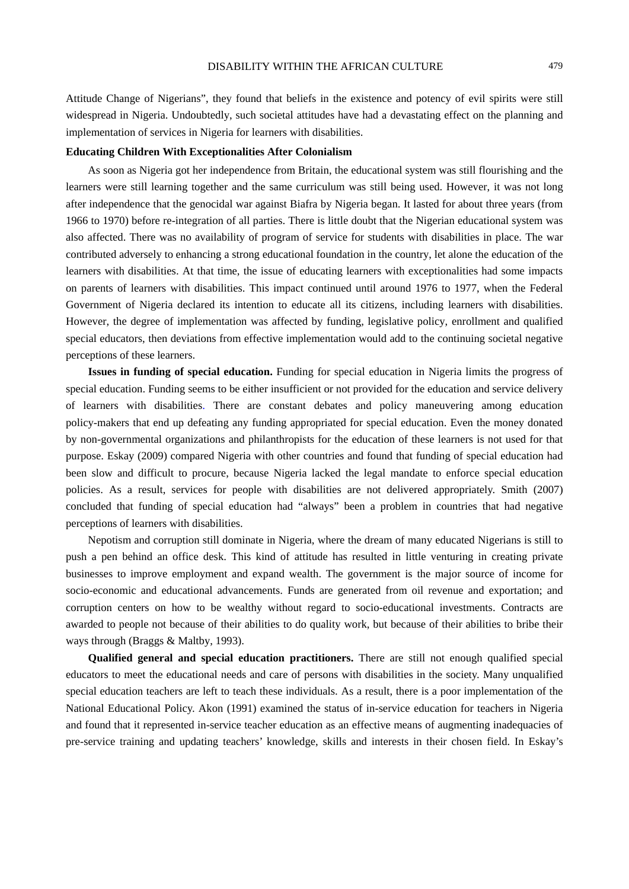Attitude Change of Nigerians", they found that beliefs in the existence and potency of evil spirits were still widespread in Nigeria. Undoubtedly, such societal attitudes have had a devastating effect on the planning and implementation of services in Nigeria for learners with disabilities.

**Educating Children With Exceptionalities After Colonialism**

As soon as Nigeria got her independence from Britain, the educational system was still flourishing and the learners were still learning together and the same curriculum was still being used. However, it was not long after independence that the genocidal war against Biafra by Nigeria began. It lasted for about three years (from 1966 to 1970) before re-integration of all parties. There is little doubt that the Nigerian educational system was also affected. There was no availability of program of service for students with disabilities in place. The war contributed adversely to enhancing a strong educational foundation in the country, let alone the education of the learners with disabilities. At that time, the issue of educating learners with exceptionalities had some impacts on parents of learners with disabilities. This impact continued until around 1976 to 1977, when the Federal Government of Nigeria declared its intention to educate all its citizens, including learners with disabilities. However, the degree of implementation was affected by funding, legislative policy, enrollment and qualified special educators, then deviations from effective implementation would add to the continuing societal negative perceptions of these learners.

**Issues in funding of special education.** Funding for special education in Nigeria limits the progress of special education. Funding seems to be either insufficient or not provided for the education and service delivery of learners with disabilities. There are constant debates and policy maneuvering among education policy-makers that end up defeating any funding appropriated for special education. Even the money donated by non-governmental organizations and philanthropists for the education of these learners is not used for that purpose. Eskay (2009) compared Nigeria with other countries and found that funding of special education had been slow and difficult to procure, because Nigeria lacked the legal mandate to enforce special education policies. As a result, services for people with disabilities are not delivered appropriately. Smith (2007) concluded that funding of special education had "always" been a problem in countries that had negative perceptions of learners with disabilities.

Nepotism and corruption still dominate in Nigeria, where the dream of many educated Nigerians is still to push a pen behind an office desk. This kind of attitude has resulted in little venturing in creating private businesses to improve employment and expand wealth. The government is the major source of income for socio-economic and educational advancements. Funds are generated from oil revenue and exportation; and corruption centers on how to be wealthy without regard to socio-educational investments. Contracts are awarded to people not because of their abilities to do quality work, but because of their abilities to bribe their ways through (Braggs & Maltby, 1993).

**Qualified general and special education practitioners.** There are still not enough qualified special educators to meet the educational needs and care of persons with disabilities in the society. Many unqualified special education teachers are left to teach these individuals. As a result, there is a poor implementation of the National Educational Policy. Akon (1991) examined the status of in-service education for teachers in Nigeria and found that it represented in-service teacher education as an effective means of augmenting inadequacies of pre-service training and updating teachers' knowledge, skills and interests in their chosen field. In Eskay's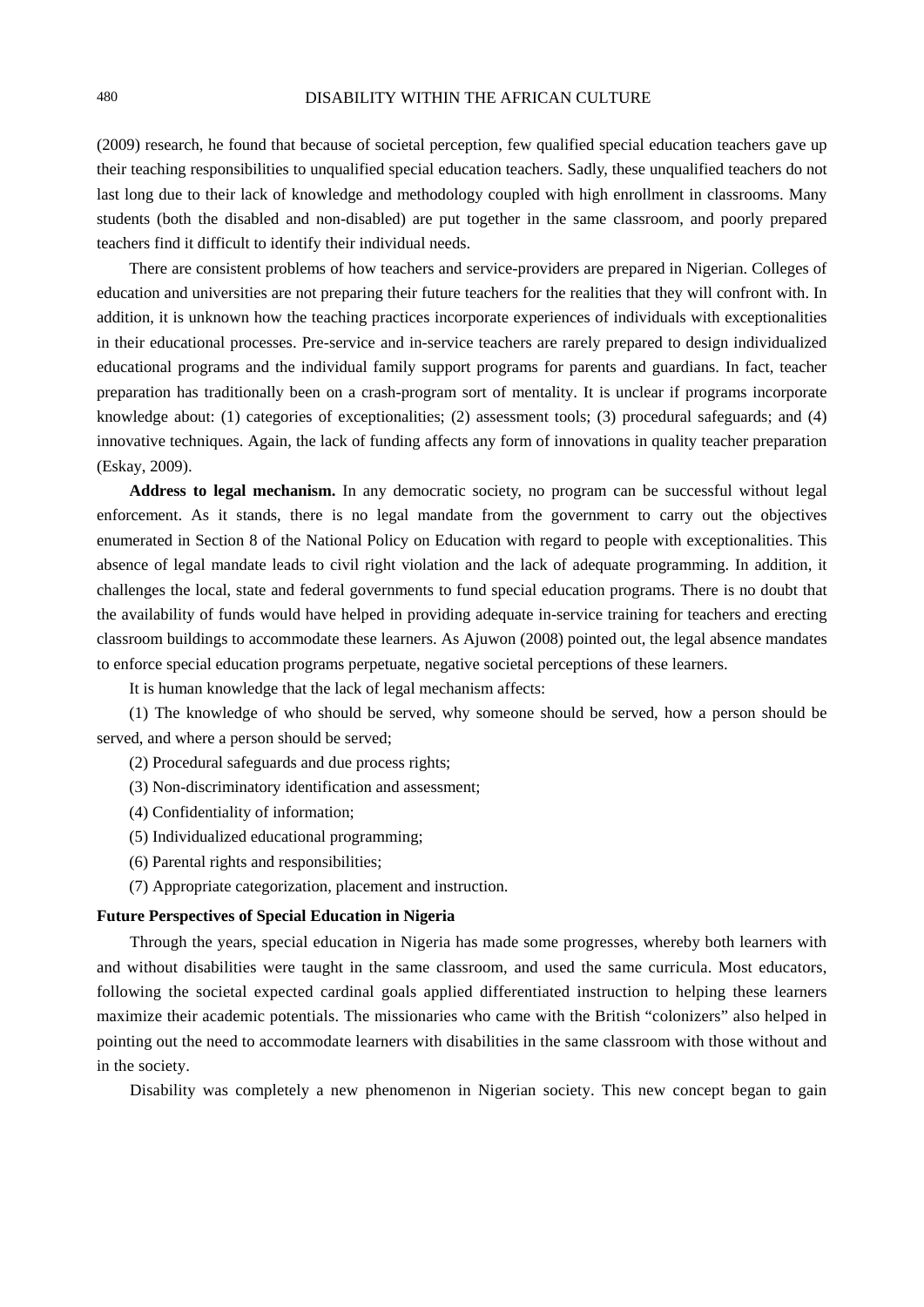(2009) research, he found that because of societal perception, few qualified special education teachers gave up their teaching responsibilities to unqualified special education teachers. Sadly, these unqualified teachers do not last long due to their lack of knowledge and methodology coupled with high enrollment in classrooms. Many students (both the disabled and non-disabled) are put together in the same classroom, and poorly prepared teachers find it difficult to identify their individual needs.

There are consistent problems of how teachers and service-providers are prepared in Nigerian. Colleges of education and universities are not preparing their future teachers for the realities that they will confront with. In addition, it is unknown how the teaching practices incorporate experiences of individuals with exceptionalities in their educational processes. Pre-service and in-service teachers are rarely prepared to design individualized educational programs and the individual family support programs for parents and guardians. In fact, teacher preparation has traditionally been on a crash-program sort of mentality. It is unclear if programs incorporate knowledge about: (1) categories of exceptionalities; (2) assessment tools; (3) procedural safeguards; and (4) innovative techniques. Again, the lack of funding affects any form of innovations in quality teacher preparation (Eskay, 2009).

**Address to legal mechanism.** In any democratic society, no program can be successful without legal enforcement. As it stands, there is no legal mandate from the government to carry out the objectives enumerated in Section 8 of the National Policy on Education with regard to people with exceptionalities. This absence of legal mandate leads to civil right violation and the lack of adequate programming. In addition, it challenges the local, state and federal governments to fund special education programs. There is no doubt that the availability of funds would have helped in providing adequate in-service training for teachers and erecting classroom buildings to accommodate these learners. As Ajuwon (2008) pointed out, the legal absence mandates to enforce special education programs perpetuate, negative societal perceptions of these learners.

It is human knowledge that the lack of legal mechanism affects:

(1) The knowledge of who should be served, why someone should be served, how a person should be served, and where a person should be served;

(2) Procedural safeguards and due process rights;

(3) Non-discriminatory identification and assessment;

(4) Confidentiality of information;

(5) Individualized educational programming;

(6) Parental rights and responsibilities;

(7) Appropriate categorization, placement and instruction.

**Future Perspectives of Special Education in Nigeria**

Through the years, special education in Nigeria has made some progresses, whereby both learners with and without disabilities were taught in the same classroom, and used the same curricula. Most educators, following the societal expected cardinal goals applied differentiated instruction to helping these learners maximize their academic potentials. The missionaries who came with the British "colonizers" also helped in pointing out the need to accommodate learners with disabilities in the same classroom with those without and in the society.

Disability was completely a new phenomenon in Nigerian society. This new concept began to gain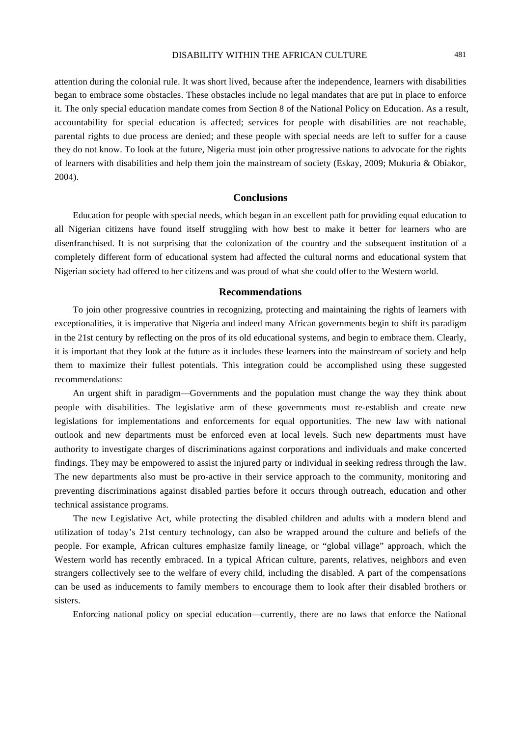attention during the colonial rule. It was short lived, because after the independence, learners with disabilities began to embrace some obstacles. These obstacles include no legal mandates that are put in place to enforce it. The only special education mandate comes from Section 8 of the National Policy on Education. As a result, accountability for special education is affected; services for people with disabilities are not reachable, parental rights to due process are denied; and these people with special needs are left to suffer for a cause they do not know. To look at the future, Nigeria must join other progressive nations to advocate for the rights of learners with disabilities and help them join the mainstream of society (Eskay, 2009; Mukuria & Obiakor, 2004).

## Conclusions

Education for people with special needs, which began in an excellent path for providing equal education to all Nigerian citizens have found itself struggling with how best to make it better for learners who are disenfranchised. It is not surprising that the colonization of the country and the subsequent institution of a completely different form of educational system had affected the cultural norms and educational system that Nigerian society had offered to her citizens and was proud of what she could offer to the Western world.

## Recommendations

To join other progressive countries in recognizing, protecting and maintaining the rights of learners with exceptionalities, it is imperative that Nigeria and indeed many African governments begin to shift its paradigm in the 21st century by reflecting on the pros of its old educational systems, and begin to embrace them. Clearly, it is important that they look at the future as it includes these learners into the mainstream of society and help them to maximize their fullest potentials. This integration could be accomplished using these suggested recommendations:

An urgent shift in paradigm—Governments and the population must change the way they think about people with disabilities. The legislative arm of these governments must re-establish and create new legislations for implementations and enforcements for equal opportunities. The new law with national outlook and new departments must be enforced even at local levels. Such new departments must have authority to investigate charges of discriminations against corporations and individuals and make concerted findings. They may be empowered to assist the injured party or individual in seeking redress through the law. The new departments also must be pro-active in their service approach to the community, monitoring and preventing discriminations against disabled parties before it occurs through outreach, education and other technical assistance programs.

The new Legislative Act, while protecting the disabled children and adults with a modern blend and utilization of today's 21st century technology, can also be wrapped around the culture and beliefs of the people. For example, African cultures emphasize family lineage, or "global village" approach, which the Western world has recently embraced. In a typical African culture, parents, relatives, neighbors and even strangers collectively see to the welfare of every child, including the disabled. A part of the compensations can be used as inducements to family members to encourage them to look after their disabled brothers or sisters.

Enforcing national policy on special education—currently, there are no laws that enforce the National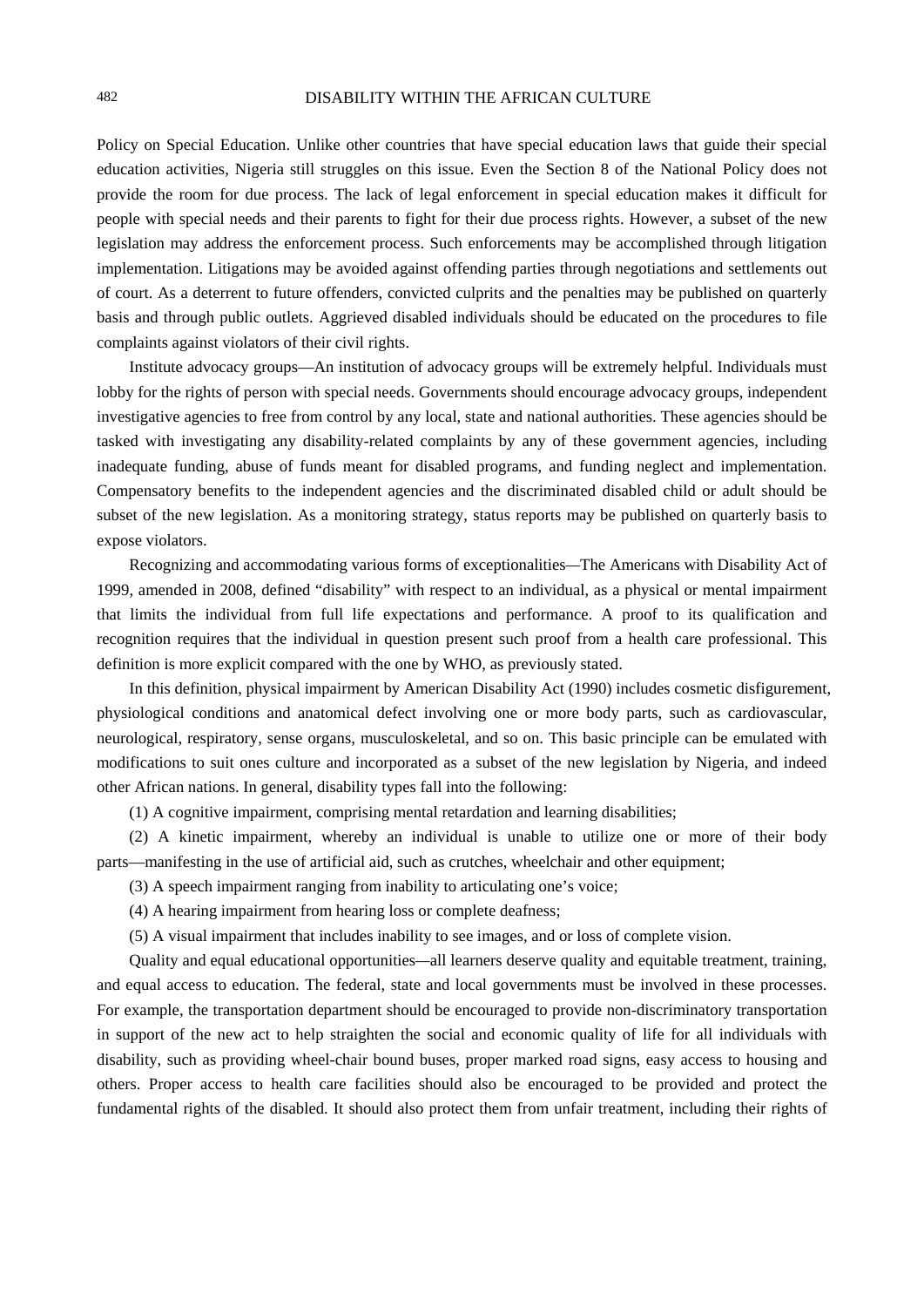Policy on Special Education. Unlike other countries that have special education laws that guide their special education activities, Nigeria still struggles on this issue. Even the Section 8 of the National Policy does not provide the room for due process. The lack of legal enforcement in special education makes it difficult for people with special needs and their parents to fight for their due process rights. However, a subset of the new legislation may address the enforcement process. Such enforcements may be accomplished through litigation implementation. Litigations may be avoided against offending parties through negotiations and settlements out of court. As a deterrent to future offenders, convicted culprits and the penalties may be published on quarterly basis and through public outlets. Aggrieved disabled individuals should be educated on the procedures to file complaints against violators of their civil rights.

Institute advocacy groups—An institution of advocacy groups will be extremely helpful. Individuals must lobby for the rights of person with special needs. Governments should encourage advocacy groups, independent investigative agencies to free from control by any local, state and national authorities. These agencies should be tasked with investigating any disability-related complaints by any of these government agencies, including inadequate funding, abuse of funds meant for disabled programs, and funding neglect and implementation. Compensatory benefits to the independent agencies and the discriminated disabled child or adult should be subset of the new legislation. As a monitoring strategy, status reports may be published on quarterly basis to expose violators.

Recognizing and accommodating various forms of exceptionalities—The Americans with Disability Act of 1999, amended in 2008, defined "disability" with respect to an individual, as a physical or mental impairment that limits the individual from full life expectations and performance. A proof to its qualification and recognition requires that the individual in question present such proof from a health care professional. This definition is more explicit compared with the one by WHO, as previously stated.

In this definition, physical impairment by American Disability Act (1990) includes cosmetic disfigurement, physiological conditions and anatomical defect involving one or more body parts, such as cardiovascular, neurological, respiratory, sense organs, musculoskeletal, and so on. This basic principle can be emulated with modifications to suit ones culture and incorporated as a subset of the new legislation by Nigeria, and indeed other African nations. In general, disability types fall into the following:

(1) A cognitive impairment, comprising mental retardation and learning disabilities;

(2) A kinetic impairment, whereby an individual is unable to utilize one or more of their body parts—manifesting in the use of artificial aid, such as crutches, wheelchair and other equipment;

(3) A speech impairment ranging from inability to articulating one's voice;

(4) A hearing impairment from hearing loss or complete deafness;

(5) A visual impairment that includes inability to see images, and or loss of complete vision.

Quality and equal educational opportunities—all learners deserve quality and equitable treatment, training, and equal access to education. The federal, state and local governments must be involved in these processes. For example, the transportation department should be encouraged to provide non-discriminatory transportation in support of the new act to help straighten the social and economic quality of life for all individuals with disability, such as providing wheel-chair bound buses, proper marked road signs, easy access to housing and others. Proper access to health care facilities should also be encouraged to be provided and protect the fundamental rights of the disabled. It should also protect them from unfair treatment, including their rights of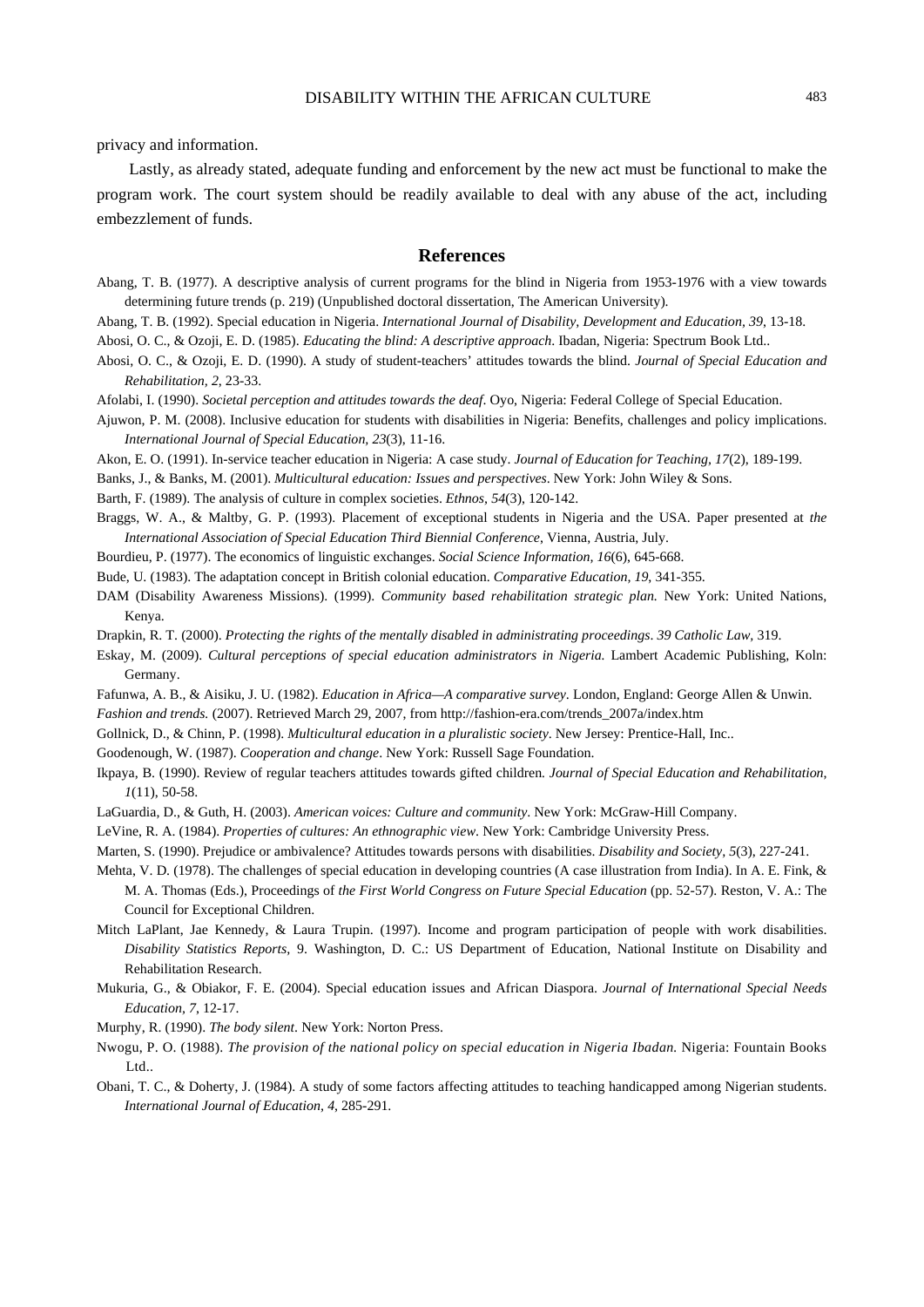privacy and information.

Lastly, as already stated, adequate funding and enforcement by the new act must be functional to make the program work. The court system should be readily available to deal with any abuse of the act, including embezzlement of funds.

## References

Abang, T. B. (1977). A descriptive analysis of current programs for the blind in Nigeria from 1953-1976 with a view towards determining future trends (p. 219) (Unpublished doctoral dissertation, The American University).

Abang, T. B. (1992). Special education in Nigeria. *International Journal of Disability, Development and Education, 39*, 13-18.

Abosi, O. C., & Ozoji, E. D. (1985). *Educating the blind: A descriptive approach*. Ibadan, Nigeria: Spectrum Book Ltd..

Abosi, O. C., & Ozoji, E. D. (1990). A study of student-teachers' attitudes towards the blind. *Journal of Special Education and Rehabilitation, 2*, 23-33.

Afolabi, I. (1990). *Societal perception and attitudes towards the deaf*. Oyo, Nigeria: Federal College of Special Education.

Ajuwon, P. M. (2008). Inclusive education for students with disabilities in Nigeria: Benefits, challenges and policy implications. *International Journal of Special Education, 23*(3), 11-16.

Akon, E. O. (1991). In-service teacher education in Nigeria: A case study. *Journal of Education for Teaching, 17*(2), 189-199.

Banks, J., & Banks, M. (2001). *Multicultural education: Issues and perspectives*. New York: John Wiley & Sons.

Barth, F. (1989). The analysis of culture in complex societies. *Ethnos, 54*(3), 120-142.

Braggs, W. A., & Maltby, G. P. (1993). Placement of exceptional students in Nigeria and the USA. Paper presented at *the International Association of Special Education Third Biennial Conference*, Vienna, Austria, July.

Bourdieu, P. (1977). The economics of linguistic exchanges. *Social Science Information, 16*(6), 645-668.

Bude, U. (1983). The adaptation concept in British colonial education. *Comparative Education, 19*, 341-355.

DAM (Disability Awareness Missions). (1999). *Community based rehabilitation strategic plan.* New York: United Nations, Kenya.

Drapkin, R. T. (2000). *Protecting the rights of the mentally disabled in administrating proceedings*. *39 Catholic Law*, 319.

Eskay, M. (2009). *Cultural perceptions of special education administrators in Nigeria.* Lambert Academic Publishing, Koln: Germany.

Fafunwa, A. B., & Aisiku, J. U. (1982). *Education in Africa—A comparative survey*. London, England: George Allen & Unwin.

*Fashion and trends.* (2007). Retrieved March 29, 2007, from http://fashion-era.com/trends_2007a/index.htm

Gollnick, D., & Chinn, P. (1998). *Multicultural education in a pluralistic society*. New Jersey: Prentice-Hall, Inc..

Goodenough, W. (1987). *Cooperation and change*. New York: Russell Sage Foundation.

Ikpaya, B. (1990). Review of regular teachers attitudes towards gifted children. *Journal of Special Education and Rehabilitation, 1*(11), 50-58.

LaGuardia, D., & Guth, H. (2003). *American voices: Culture and community*. New York: McGraw-Hill Company.

LeVine, R. A. (1984). *Properties of cultures: An ethnographic view*. New York: Cambridge University Press.

Marten, S. (1990). Prejudice or ambivalence? Attitudes towards persons with disabilities. *Disability and Society, 5*(3), 227-241.

Mehta, V. D. (1978). The challenges of special education in developing countries (A case illustration from India). In A. E. Fink, & M. A. Thomas (Eds.), Proceedings of *the First World Congress on Future Special Education* (pp. 52-57). Reston, V. A.: The Council for Exceptional Children.

Mitch LaPlant, Jae Kennedy, & Laura Trupin. (1997). Income and program participation of people with work disabilities. *Disability Statistics Reports*, 9. Washington, D. C.: US Department of Education, National Institute on Disability and Rehabilitation Research.

Mukuria, G., & Obiakor, F. E. (2004). Special education issues and African Diaspora. *Journal of International Special Needs Education, 7*, 12-17.

Murphy, R. (1990). *The body silent*. New York: Norton Press.

Nwogu, P. O. (1988). *The provision of the national policy on special education in Nigeria Ibadan.* Nigeria: Fountain Books Ltd..

Obani, T. C., & Doherty, J. (1984). A study of some factors affecting attitudes to teaching handicapped among Nigerian students. *International Journal of Education, 4*, 285-291.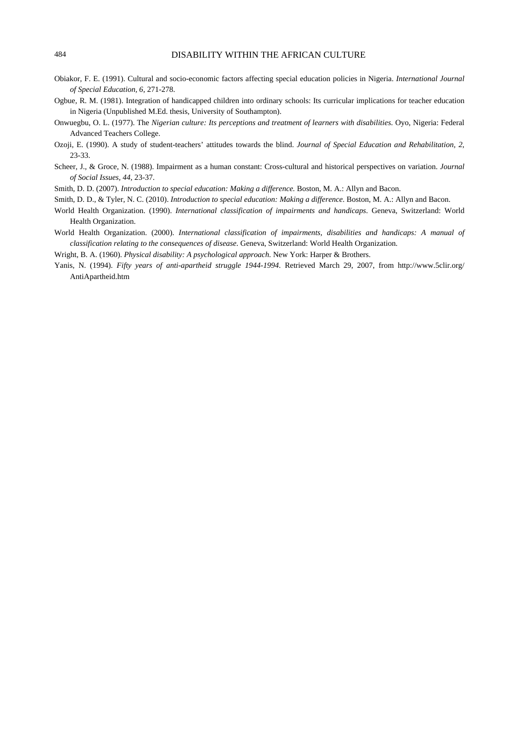Obiakor, F. E. (1991). Cultural and socio-economic factors affecting special education policies in Nigeria. *International Journal of Special Education, 6*, 271-278.

Ogbue, R. M. (1981). Integration of handicapped children into ordinary schools: Its curricular implications for teacher education in Nigeria (Unpublished M.Ed. thesis, University of Southampton).

Onwuegbu, O. L. (1977). The *Nigerian culture: Its perceptions and treatment of learners with disabilities*. Oyo, Nigeria: Federal Advanced Teachers College.

Ozoji, E. (1990). A study of student-teachers' attitudes towards the blind. *Journal of Special Education and Rehabilitation, 2*, 23-33.

Scheer, J., & Groce, N. (1988). Impairment as a human constant: Cross-cultural and historical perspectives on variation. *Journal of Social Issues, 44*, 23-37.

Smith, D. D. (2007). *Introduction to special education: Making a difference.* Boston, M. A.: Allyn and Bacon.

Smith, D. D., & Tyler, N. C. (2010). *Introduction to special education: Making a difference*. Boston, M. A.: Allyn and Bacon.

World Health Organization. (1990). *International classification of impairments and handicaps*. Geneva, Switzerland: World Health Organization.

World Health Organization. (2000). *International classification of impairments, disabilities and handicaps: A manual of classification relating to the consequences of disease.* Geneva, Switzerland: World Health Organization.

Wright, B. A. (1960). *Physical disability: A psychological approach*. New York: Harper & Brothers.

Yanis, N. (1994). *Fifty years of anti-apartheid struggle 1944-1994*. Retrieved March 29, 2007, from http://www.5clir.org/AntiApartheid.htm